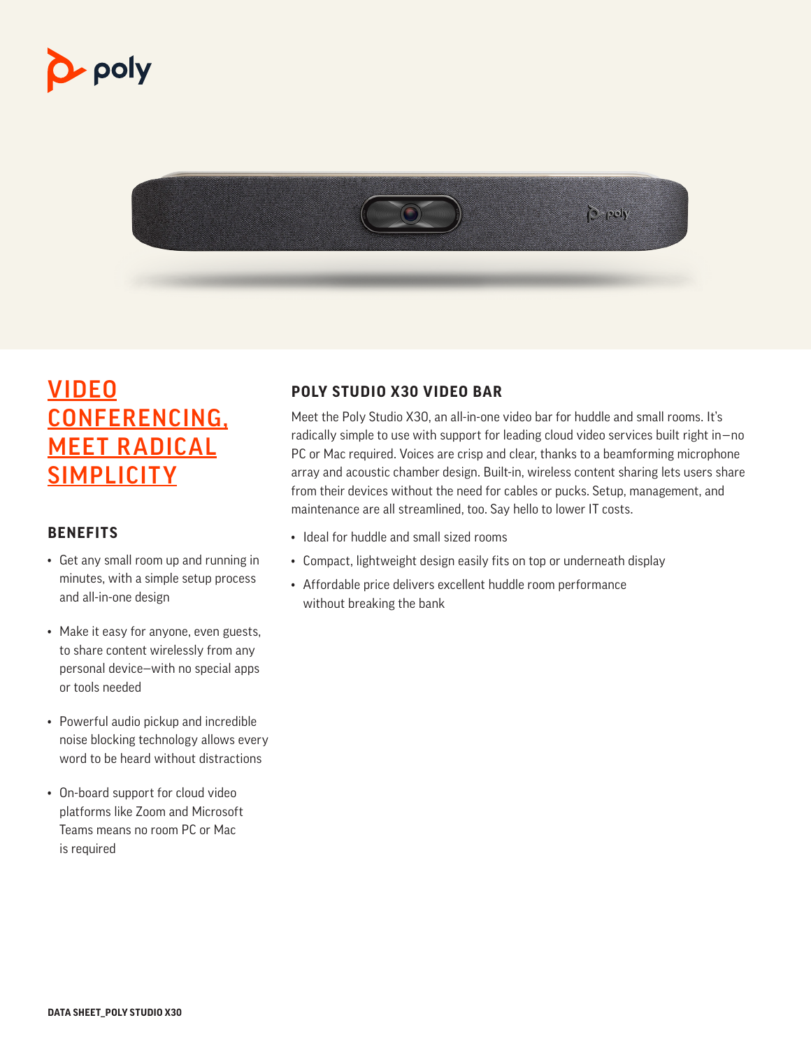poly

# VIDEO CONFERENCING, MEET RADICAL SIMPLICITY

## BENEFITS

- Get any small room up and running in minutes, with a simple setup process and all-in-one design
- Make it easy for anyone, even guests, to share content wirelessly from any personal device—with no special apps or tools needed
- Powerful audio pickup and incredible noise blocking technology allows every word to be heard without distractions
- On-board support for cloud video platforms like Zoom and Microsoft Teams means no room PC or Mac is required

## POLY STUDIO X30 VIDEO BAR

Meet the Poly Studio X30, an all-in-one video bar for huddle and small rooms. It's radically simple to use with support for leading cloud video services built right in—no PC or Mac required. Voices are crisp and clear, thanks to a beamforming microphone array and acoustic chamber design. Built-in, wireless content sharing lets users share from their devices without the need for cables or pucks. Setup, management, and maintenance are all streamlined, too. Say hello to lower IT costs.

- Ideal for huddle and small sized rooms
- Compact, lightweight design easily fits on top or underneath display
- Affordable price delivers excellent huddle room performance without breaking the bank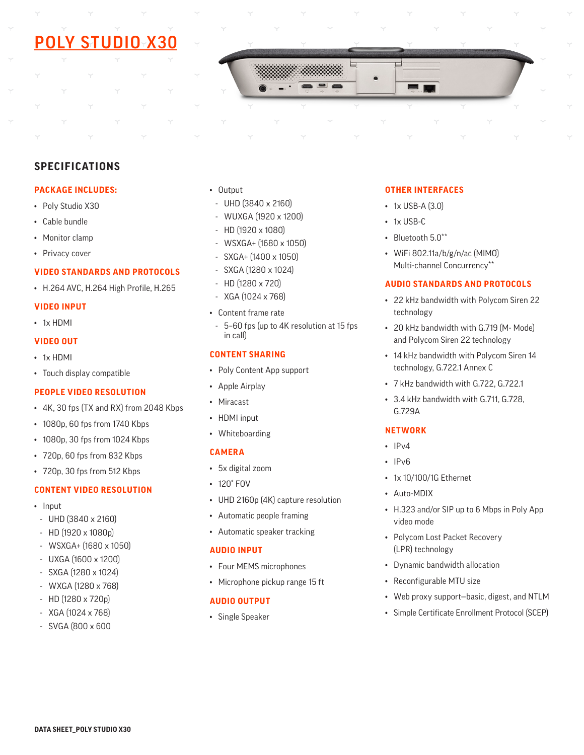# POLY STUDIO X30

## SPECIFICATIONS

### PACKAGE INCLUDES:

- Poly Studio X30
- Cable bundle
- Monitor clamp
- Privacy cover

### VIDEO STANDARDS AND PROTOCOLS

- H.264 AVC, H.264 High Profile, H.265

### VIDEO INPUT

- 1x HDMI

### VIDEO OUT

- 1x HDMI
- Touch display compatible

### PEOPLE VIDEO RESOLUTION

- 4K, 30 fps (TX and RX) from 2048 Kbps
- 1080p, 60 fps from 1740 Kbps
- 1080p, 30 fps from 1024 Kbps
- 720p, 60 fps from 832 Kbps
- 720p, 30 fps from 512 Kbps

### CONTENT VIDEO RESOLUTION

- Input
  - UHD (3840 x 2160)
  - HD (1920 x 1080p)
  - WSXGA+ (1680 x 1050)
  - UXGA (1600 x 1200)
  - SXGA (1280 x 1024)
  - WXGA (1280 x 768)
  - HD (1280 x 720p)
  - XGA (1024 x 768)
  - SVGA (800 x 600
- Output
  - UHD (3840 x 2160)
  - WUXGA (1920 x 1200)
  - HD (1920 x 1080)
  - WSXGA+ (1680 x 1050)
  - SXGA+ (1400 x 1050)
  - SXGA (1280 x 1024)
  - HD (1280 x 720)
  - XGA (1024 x 768)
- Content frame rate
  - 5–60 fps (up to 4K resolution at 15 fps in call)

### CONTENT SHARING

- Poly Content App support
- Apple Airplay
- Miracast
- HDMI input
- Whiteboarding

### CAMERA

- 5x digital zoom
- 120° FOV
- UHD 2160p (4K) capture resolution
- Automatic people framing
- Automatic speaker tracking

### AUDIO INPUT

- Four MEMS microphones
- Microphone pickup range 15 ft

### AUDIO OUTPUT

- Single Speaker

### OTHER INTERFACES

- 1x USB-A (3.0)
- 1x USB-C
- Bluetooth 5.0**
- WiFi 802.11a/b/g/n/ac (MIMO) Multi-channel Concurrency**

### AUDIO STANDARDS AND PROTOCOLS

- 22 kHz bandwidth with Polycom Siren 22 technology
- 20 kHz bandwidth with G.719 (M- Mode) and Polycom Siren 22 technology
- 14 kHz bandwidth with Polycom Siren 14 technology, G.722.1 Annex C
- 7 kHz bandwidth with G.722, G.722.1
- 3.4 kHz bandwidth with G.711, G.728, G.729A

### NETWORK

- IPv4
- IPv6
- 1x 10/100/1G Ethernet
- Auto-MDIX
- H.323 and/or SIP up to 6 Mbps in Poly App video mode
- Polycom Lost Packet Recovery (LPR) technology
- Dynamic bandwidth allocation
- Reconfigurable MTU size
- Web proxy support—basic, digest, and NTLM
- Simple Certificate Enrollment Protocol (SCEP)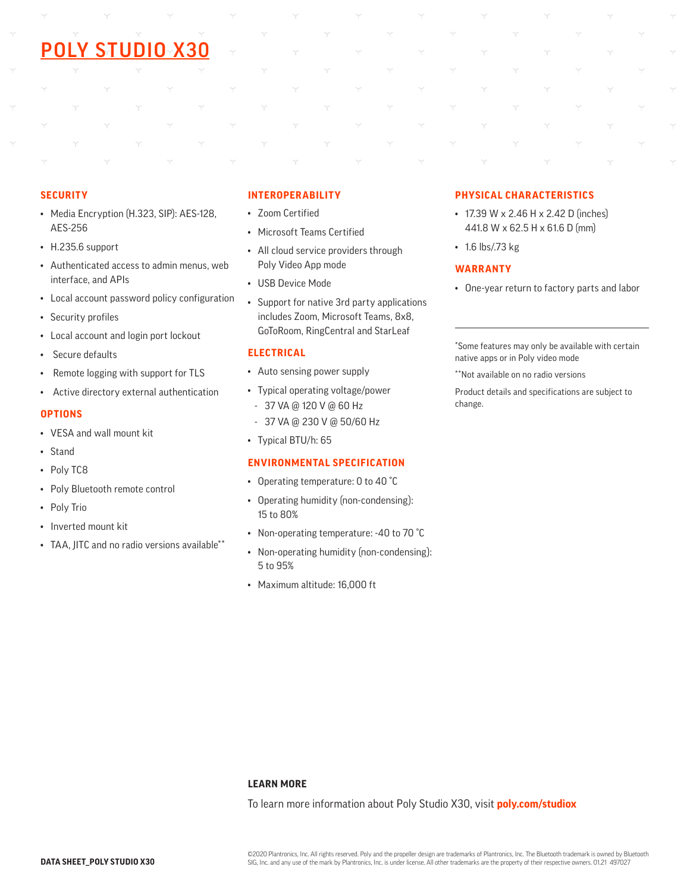# POLY STUDIO X30

## SECURITY

- Media Encryption (H.323, SIP): AES-128, AES-256
- H.235.6 support
- Authenticated access to admin menus, web interface, and APIs
- Local account password policy configuration
- Security profiles
- Local account and login port lockout
- Secure defaults
- Remote logging with support for TLS
- Active directory external authentication

## OPTIONS

- VESA and wall mount kit
- Stand
- Poly TC8
- Poly Bluetooth remote control
- Poly Trio
- Inverted mount kit
- TAA, JITC and no radio versions available**

## INTEROPERABILITY

- Zoom Certified
- Microsoft Teams Certified
- All cloud service providers through Poly Video App mode
- USB Device Mode
- Support for native 3rd party applications includes Zoom, Microsoft Teams, 8x8, GoToRoom, RingCentral and StarLeaf

## ELECTRICAL

- Auto sensing power supply
- Typical operating voltage/power
  - 37 VA @ 120 V @ 60 Hz
  - 37 VA @ 230 V @ 50/60 Hz
- Typical BTU/h: 65

## ENVIRONMENTAL SPECIFICATION

- Operating temperature: 0 to 40 °C
- Operating humidity (non-condensing): 15 to 80%
- Non-operating temperature: -40 to 70 °C
- Non-operating humidity (non-condensing): 5 to 95%
- Maximum altitude: 16,000 ft

## PHYSICAL CHARACTERISTICS

- 17.39 W x 2.46 H x 2.42 D (inches) 441.8 W x 62.5 H x 61.6 D (mm)
- 1.6 lbs/.73 kg

## WARRANTY

- One-year return to factory parts and labor

*Some features may only be available with certain native apps or in Poly video mode

**Not available on no radio versions

Product details and specifications are subject to change.

**LEARN MORE**

To learn more information about Poly Studio X30, visit **poly.com/studiox**

**DATA SHEET_POLY STUDIO X30**

©2020 Plantronics, Inc. All rights reserved. Poly and the propeller design are trademarks of Plantronics, Inc. The Bluetooth trademark is owned by Bluetooth SIG, Inc. and any use of the mark by Plantronics, Inc. is under license. All other trademarks are the property of their respective owners. 01.21 497027